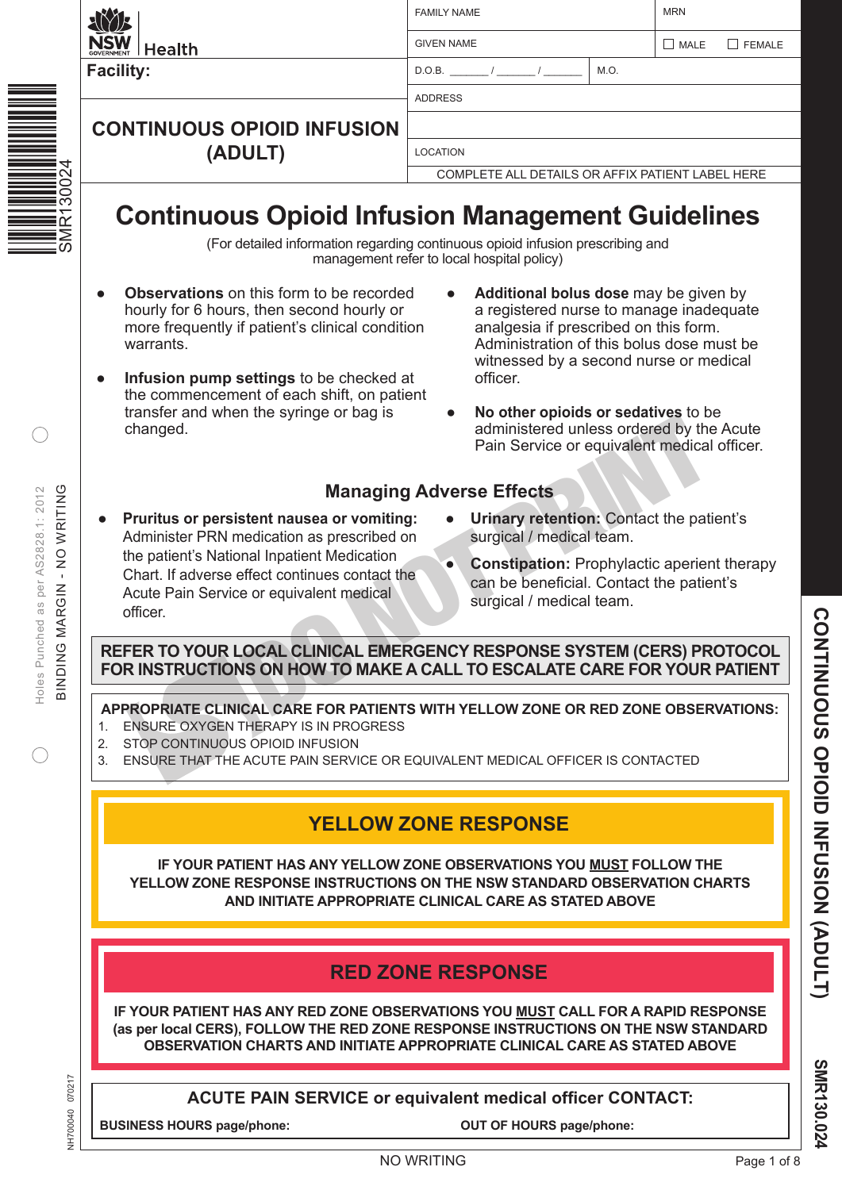NSW GOVERNMENT Health

**Facility:**

# CONTINUOUS OPIOID INFUSION (ADULT)

| FAMILY NAME | | MRN |
|---|---|---|
| GIVEN NAME | | ☐ MALE ☐ FEMALE |
| D.O.B. ______ / ______ / ______ | M.O. | |
| ADDRESS | | |
| | | |
| LOCATION | | |

COMPLETE ALL DETAILS OR AFFIX PATIENT LABEL HERE

# Continuous Opioid Infusion Management Guidelines

(For detailed information regarding continuous opioid infusion prescribing and management refer to local hospital policy)

- **Observations** on this form to be recorded hourly for 6 hours, then second hourly or more frequently if patient's clinical condition warrants.
- **Infusion pump settings** to be checked at the commencement of each shift, on patient transfer and when the syringe or bag is changed.
- **Additional bolus dose** may be given by a registered nurse to manage inadequate analgesia if prescribed on this form. Administration of this bolus dose must be witnessed by a second nurse or medical officer.
- **No other opioids or sedatives** to be administered unless ordered by the Acute Pain Service or equivalent medical officer.

## Managing Adverse Effects

- **Pruritus or persistent nausea or vomiting:** Administer PRN medication as prescribed on the patient's National Inpatient Medication Chart. If adverse effect continues contact the Acute Pain Service or equivalent medical officer.
- **Urinary retention:** Contact the patient's surgical / medical team.
- **Constipation:** Prophylactic aperient therapy can be beneficial. Contact the patient's surgical / medical team.

**REFER TO YOUR LOCAL CLINICAL EMERGENCY RESPONSE SYSTEM (CERS) PROTOCOL FOR INSTRUCTIONS ON HOW TO MAKE A CALL TO ESCALATE CARE FOR YOUR PATIENT**

**APPROPRIATE CLINICAL CARE FOR PATIENTS WITH YELLOW ZONE OR RED ZONE OBSERVATIONS:**

1. ENSURE OXYGEN THERAPY IS IN PROGRESS
2. STOP CONTINUOUS OPIOID INFUSION
3. ENSURE THAT THE ACUTE PAIN SERVICE OR EQUIVALENT MEDICAL OFFICER IS CONTACTED

## YELLOW ZONE RESPONSE

**IF YOUR PATIENT HAS ANY YELLOW ZONE OBSERVATIONS YOU MUST FOLLOW THE YELLOW ZONE RESPONSE INSTRUCTIONS ON THE NSW STANDARD OBSERVATION CHARTS AND INITIATE APPROPRIATE CLINICAL CARE AS STATED ABOVE**

## RED ZONE RESPONSE

**IF YOUR PATIENT HAS ANY RED ZONE OBSERVATIONS YOU MUST CALL FOR A RAPID RESPONSE (as per local CERS), FOLLOW THE RED ZONE RESPONSE INSTRUCTIONS ON THE NSW STANDARD OBSERVATION CHARTS AND INITIATE APPROPRIATE CLINICAL CARE AS STATED ABOVE**

**ACUTE PAIN SERVICE or equivalent medical officer CONTACT:**

**BUSINESS HOURS page/phone:** **OUT OF HOURS page/phone:**

NO WRITING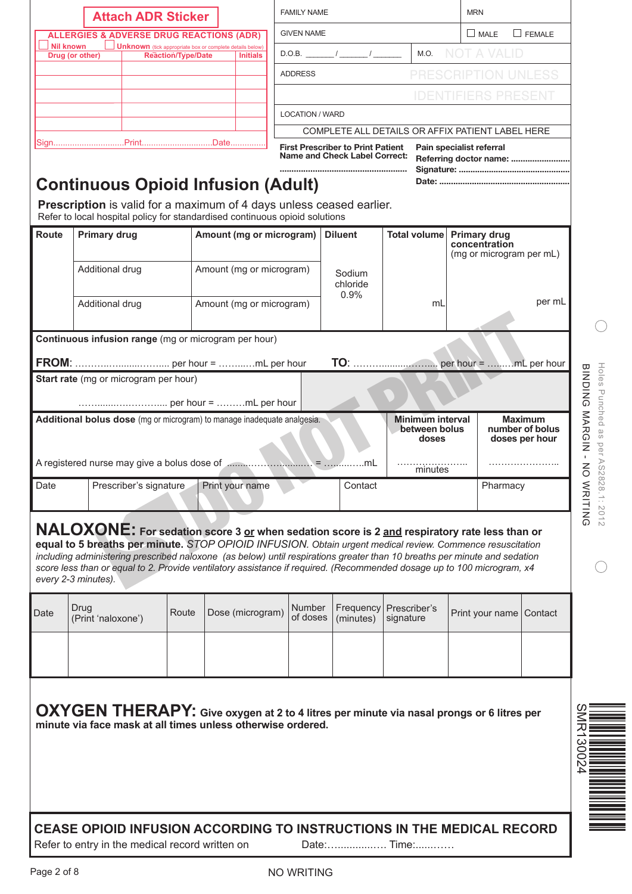## Attach ADR Sticker

**ALLERGIES & ADVERSE DRUG REACTIONS (ADR)**

☐ Nil known ☐ Unknown (tick appropriate box or complete details below)

| Drug (or other) | Reaction/Type/Date | Initials |
|---|---|---|
| | | |
| | | |
| | | |
| | | |
| | | |

Sign............................Print............................Date..............

| FAMILY NAME | MRN |
|---|---|
| GIVEN NAME | ☐ MALE ☐ FEMALE |
| D.O.B. ______ / ______ / ______ | M.O. NOT A VALID |
| ADDRESS | PRESCRIPTION UNLESS |
| | IDENTIFIERS PRESENT |
| LOCATION / WARD | |

COMPLETE ALL DETAILS OR AFFIX PATIENT LABEL HERE

**First Prescriber to Print Patient Name and Check Label Correct:** ..................................................

**Pain specialist referral**
**Referring doctor name:** ........................
**Signature:** ........................................
**Date:** ..................................................

# Continuous Opioid Infusion (Adult)

**Prescription** is valid for a maximum of 4 days unless ceased earlier.
Refer to local hospital policy for standardised continuous opioid solutions

| Route | Primary drug | Amount (mg or microgram) | Diluent | Total volume | Primary drug concentration (mg or microgram per mL) |
|---|---|---|---|---|---|
| | Additional drug | Amount (mg or microgram) | Sodium chloride 0.9% | | |
| | Additional drug | Amount (mg or microgram) | | mL | per mL |

**Continuous infusion range** (mg or microgram per hour)

**FROM**: ………………………. per hour = ……….mL per hour **TO**: ………………….. per hour = ………mL per hour

**Start rate** (mg or microgram per hour)

……………………….. per hour = ………mL per hour

| **Additional bolus dose** (mg or microgram) to manage inadequate analgesia. | **Minimum interval between bolus doses** | **Maximum number of bolus doses per hour** |
|---|---|---|
| A registered nurse may give a bolus dose of ……………………… = …………..mL | ………………….. minutes | ………………….. |

| Date | Prescriber's signature | Print your name | Contact | Pharmacy |
|---|---|---|---|---|
| | | | | |

DO NOT PRINT

**NALOXONE: For sedation score 3 or when sedation score is 2 and respiratory rate less than or equal to 5 breaths per minute.** *STOP OPIOID INFUSION. Obtain urgent medical review. Commence resuscitation including administering prescribed naloxone (as below) until respirations greater than 10 breaths per minute and sedation score less than or equal to 2. Provide ventilatory assistance if required. (Recommended dosage up to 100 microgram, x4 every 2-3 minutes).*

| Date | Drug (Print 'naloxone') | Route | Dose (microgram) | Number of doses | Frequency (minutes) | Prescriber's signature | Print your name | Contact |
|---|---|---|---|---|---|---|---|---|
| | | | | | | | | |

**OXYGEN THERAPY: Give oxygen at 2 to 4 litres per minute via nasal prongs or 6 litres per minute via face mask at all times unless otherwise ordered.**

**CEASE OPIOID INFUSION ACCORDING TO INSTRUCTIONS IN THE MEDICAL RECORD**

Refer to entry in the medical record written on Date:……………… Time:…………

NO WRITING

BINDING MARGIN - NO WRITING

Holes Punched as per AS2828.1: 2012

SMR130024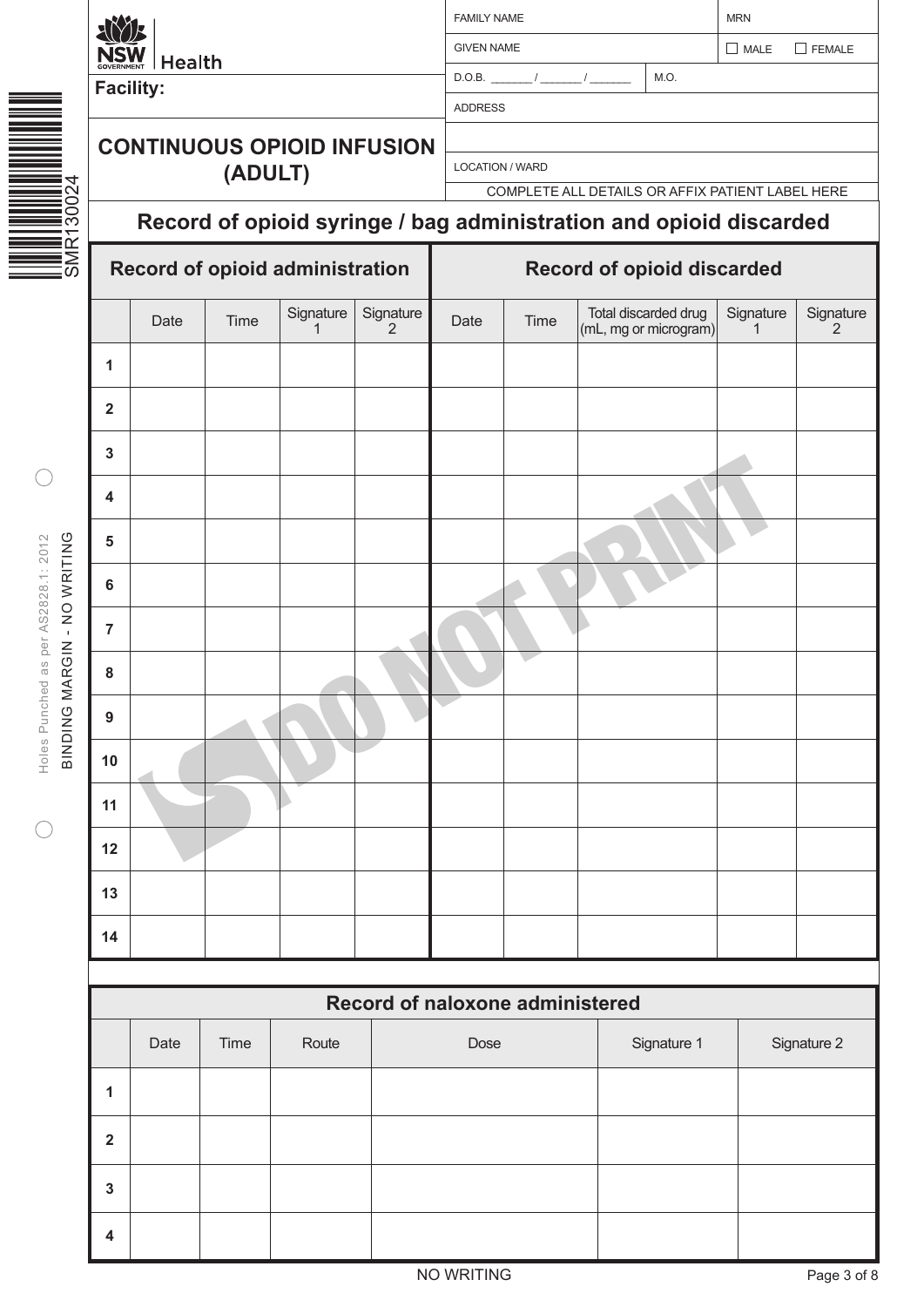NSW GOVERNMENT | Health

**Facility:**

# CONTINUOUS OPIOID INFUSION (ADULT)

| FAMILY NAME | | MRN |
|---|---|---|
| GIVEN NAME | | ☐ MALE ☐ FEMALE |
| D.O.B. _______ / _______ / _______ | M.O. | |
| ADDRESS | | |
| | | |
| LOCATION / WARD | | |

COMPLETE ALL DETAILS OR AFFIX PATIENT LABEL HERE

SMR130024

Holes Punched as per AS2828.1: 2012

BINDING MARGIN - NO WRITING

## Record of opioid syringe / bag administration and opioid discarded

| | Record of opioid administration | | | | Record of opioid discarded | | | | |
|---|---|---|---|---|---|---|---|---|---|
| | Date | Time | Signature 1 | Signature 2 | Date | Time | Total discarded drug (mL, mg or microgram) | Signature 1 | Signature 2 |
| 1 | | | | | | | | | |
| 2 | | | | | | | | | |
| 3 | | | | | | | | | |
| 4 | | | | | | | | | |
| 5 | | | | | | | | | |
| 6 | | | | | | | | | |
| 7 | | | | | | | | | |
| 8 | | | | | | | | | |
| 9 | | | | | | | | | |
| 10 | | | | | | | | | |
| 11 | | | | | | | | | |
| 12 | | | | | | | | | |
| 13 | | | | | | | | | |
| 14 | | | | | | | | | |

DO NOT PRINT

## Record of naloxone administered

| | Date | Time | Route | Dose | Signature 1 | Signature 2 |
|---|---|---|---|---|---|---|
| 1 | | | | | | |
| 2 | | | | | | |
| 3 | | | | | | |
| 4 | | | | | | |

NO WRITING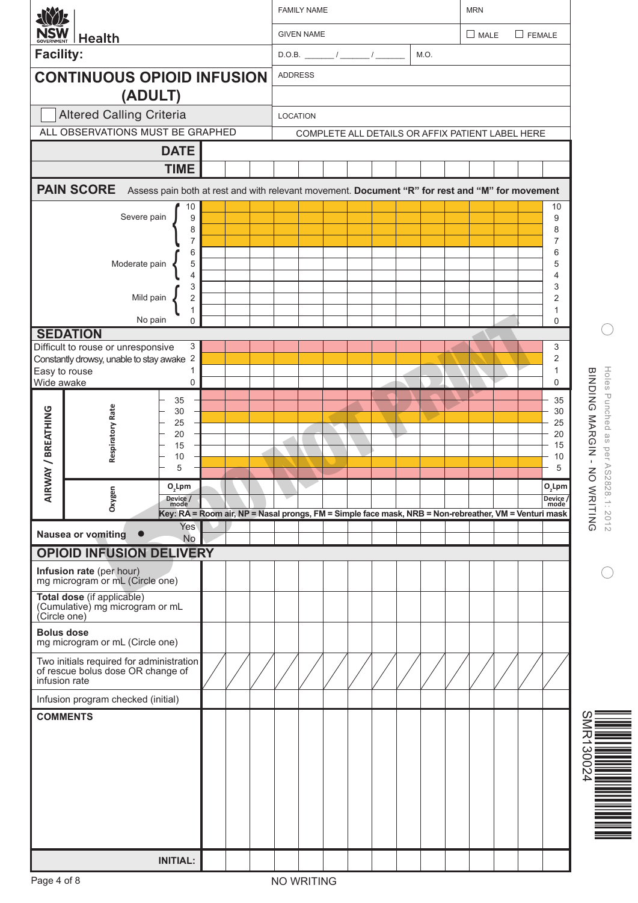NSW GOVERNMENT Health

**Facility:**

# CONTINUOUS OPIOID INFUSION (ADULT)

☐ Altered Calling Criteria

ALL OBSERVATIONS MUST BE GRAPHED

| | |
|---|---|
| FAMILY NAME | MRN |
| GIVEN NAME | ☐ MALE ☐ FEMALE |
| D.O.B. _______ / _______ / _______ | M.O. |
| ADDRESS | |
| LOCATION | |

COMPLETE ALL DETAILS OR AFFIX PATIENT LABEL HERE

| | | | | | | | | | | | | | | | |
|---|---|---|---|---|---|---|---|---|---|---|---|---|---|---|---|
| **DATE** | | | | | | | | | | | | | | | |
| **TIME** | | | | | | | | | | | | | | | |

## PAIN SCORE

Assess pain both at rest and with relevant movement. **Document "R" for rest and "M" for movement**

Severe pain: 10, 9, 8, 7

Moderate pain: 6, 5, 4

Mild pain: 3, 2, 1

No pain: 0

## SEDATION

3 Difficult to rouse or unresponsive

2 Constantly drowsy, unable to stay awake

1 Easy to rouse

0 Wide awake

## AIRWAY / BREATHING

Respiratory Rate: 35, 30, 25, 20, 15, 10, 5

Oxygen: $O_2$ Lpm; Device / mode

Key: RA = Room air, NP = Nasal prongs, FM = Simple face mask, NRB = Non-rebreather, VM = Venturi mask

**Nausea or vomiting** ● Yes / No

## OPIOID INFUSION DELIVERY

| | | | | | | | | | | | | | | |
|---|---|---|---|---|---|---|---|---|---|---|---|---|---|---|
| **Infusion rate** (per hour) mg microgram or mL (Circle one) | | | | | | | | | | | | | | |
| **Total dose** (if applicable) (Cumulative) mg microgram or mL (Circle one) | | | | | | | | | | | | | | |
| **Bolus dose** mg microgram or mL (Circle one) | | | | | | | | | | | | | | |
| Two initials required for administration of rescue bolus dose OR change of infusion rate | / | / | / | / | / | / | / | / | / | / | / | / | / | / |
| Infusion program checked (initial) | | | | | | | | | | | | | | |
| **COMMENTS** | | | | | | | | | | | | | | |
| **INITIAL:** | | | | | | | | | | | | | | |

NO WRITING

BINDING MARGIN - NO WRITING

Holes Punched as per AS2828.1: 2012

SMR130024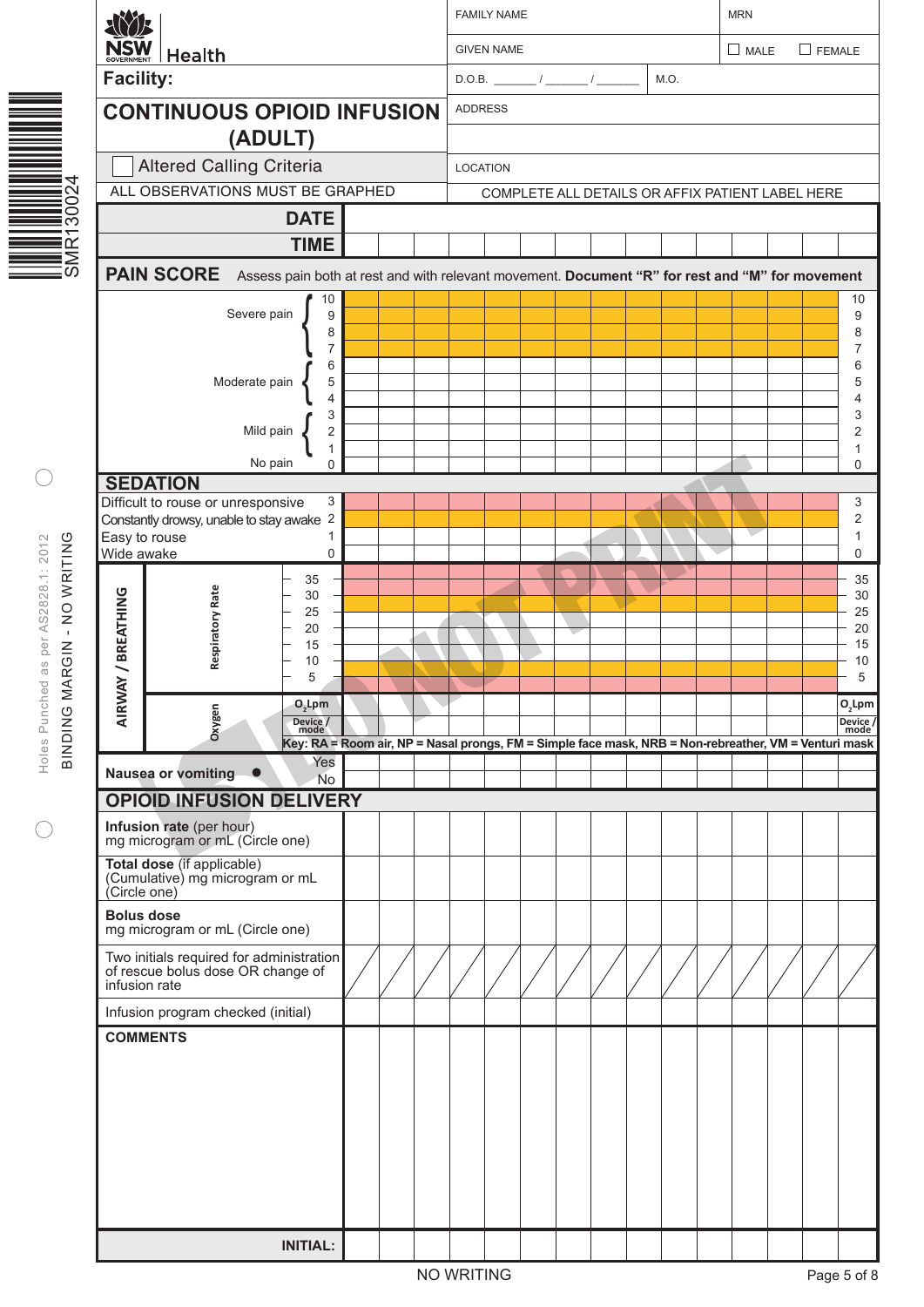NSW GOVERNMENT Health

**Facility:**

# CONTINUOUS OPIOID INFUSION (ADULT)

☐ Altered Calling Criteria

ALL OBSERVATIONS MUST BE GRAPHED

| | |
|---|---|
| FAMILY NAME | MRN |
| GIVEN NAME | ☐ MALE ☐ FEMALE |
| D.O.B. _______ / _______ / _______ | M.O. |
| ADDRESS | |
| LOCATION | |

COMPLETE ALL DETAILS OR AFFIX PATIENT LABEL HERE

SMR130024

Holes Punched as per AS2828.1: 2012

BINDING MARGIN - NO WRITING

USED NOT PRINT

| | | | | | | | | | | | | | | | |
|---|---|---|---|---|---|---|---|---|---|---|---|---|---|---|---|
| **DATE** | | | | | | | | | | | | | | | |
| **TIME** | | | | | | | | | | | | | | | |

## PAIN SCORE

Assess pain both at rest and with relevant movement. **Document "R" for rest and "M" for movement**

Severe pain: 10, 9, 8, 7

Moderate pain: 6, 5, 4

Mild pain: 3, 2, 1

No pain: 0

## SEDATION

3 Difficult to rouse or unresponsive

2 Constantly drowsy, unable to stay awake

1 Easy to rouse

0 Wide awake

**AIRWAY / BREATHING**

Respiratory Rate: 35, 30, 25, 20, 15, 10, 5

Oxygen: $O_2$ Lpm; Device / mode

Key: RA = Room air, NP = Nasal prongs, FM = Simple face mask, NRB = Non-rebreather, VM = Venturi mask

**Nausea or vomiting** ● Yes / No

## OPIOID INFUSION DELIVERY

| | | | | | | | | | | | | | | | |
|---|---|---|---|---|---|---|---|---|---|---|---|---|---|---|---|
| **Infusion rate** (per hour) mg microgram or mL (Circle one) | | | | | | | | | | | | | | | |
| **Total dose** (if applicable) (Cumulative) mg microgram or mL (Circle one) | | | | | | | | | | | | | | | |
| **Bolus dose** mg microgram or mL (Circle one) | | | | | | | | | | | | | | | |
| Two initials required for administration of rescue bolus dose OR change of infusion rate | / | / | / | / | / | / | / | / | / | / | / | / | / | / | / |
| Infusion program checked (initial) | | | | | | | | | | | | | | | |
| **COMMENTS** | | | | | | | | | | | | | | | |
| **INITIAL:** | | | | | | | | | | | | | | | |

NO WRITING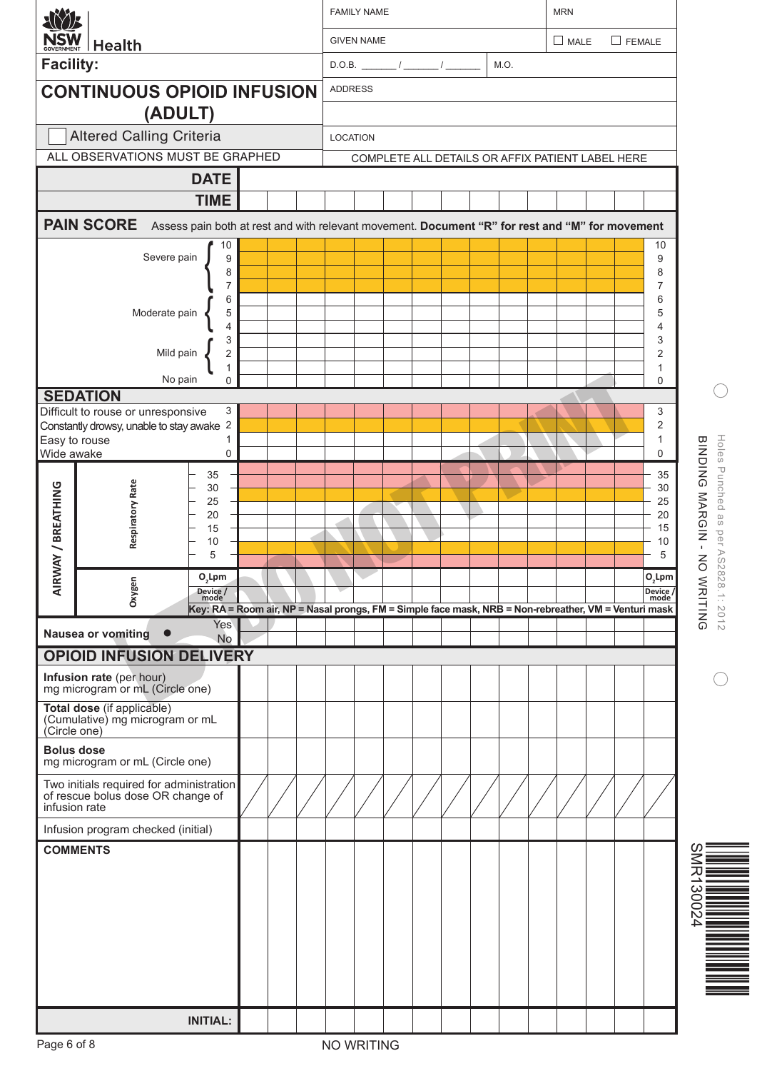NSW GOVERNMENT | Health

**Facility:**

# CONTINUOUS OPIOID INFUSION (ADULT)

☐ Altered Calling Criteria

ALL OBSERVATIONS MUST BE GRAPHED

| | |
|---|---|
| FAMILY NAME | MRN |
| GIVEN NAME | ☐ MALE ☐ FEMALE |
| D.O.B. _______ / _______ / _______ | M.O. |
| ADDRESS | |
| LOCATION | |

COMPLETE ALL DETAILS OR AFFIX PATIENT LABEL HERE

| | | | | | | | | | | | | | | |
|---|---|---|---|---|---|---|---|---|---|---|---|---|---|---|
| **DATE** | | | | | | | | | | | | | | |
| **TIME** | | | | | | | | | | | | | | |

## PAIN SCORE

Assess pain both at rest and with relevant movement. **Document "R" for rest and "M" for movement**

Severe pain: 10, 9, 8, 7
Moderate pain: 6, 5, 4
Mild pain: 3, 2, 1
No pain: 0

## SEDATION

3 – Difficult to rouse or unresponsive
2 – Constantly drowsy, unable to stay awake
1 – Easy to rouse
0 – Wide awake

## AIRWAY / BREATHING

Respiratory Rate: 35, 30, 25, 20, 15, 10, 5

Oxygen: $O_2$ Lpm; Device / mode

Key: RA = Room air, NP = Nasal prongs, FM = Simple face mask, NRB = Non-rebreather, VM = Venturi mask

**Nausea or vomiting** ● Yes / No

## OPIOID INFUSION DELIVERY

| | | | | | | | | | | | | | | |
|---|---|---|---|---|---|---|---|---|---|---|---|---|---|---|
| **Infusion rate** (per hour) mg microgram or mL (Circle one) | | | | | | | | | | | | | | |
| **Total dose** (if applicable) (Cumulative) mg microgram or mL (Circle one) | | | | | | | | | | | | | | |
| **Bolus dose** mg microgram or mL (Circle one) | | | | | | | | | | | | | | |
| Two initials required for administration of rescue bolus dose OR change of infusion rate | | | | | | | | | | | | | | |
| Infusion program checked (initial) | | | | | | | | | | | | | | |
| **COMMENTS** | | | | | | | | | | | | | | |
| **INITIAL:** | | | | | | | | | | | | | | |

BINDING MARGIN - NO WRITING

Holes Punched as per AS2828.1: 2012

SMR130024

NO WRITING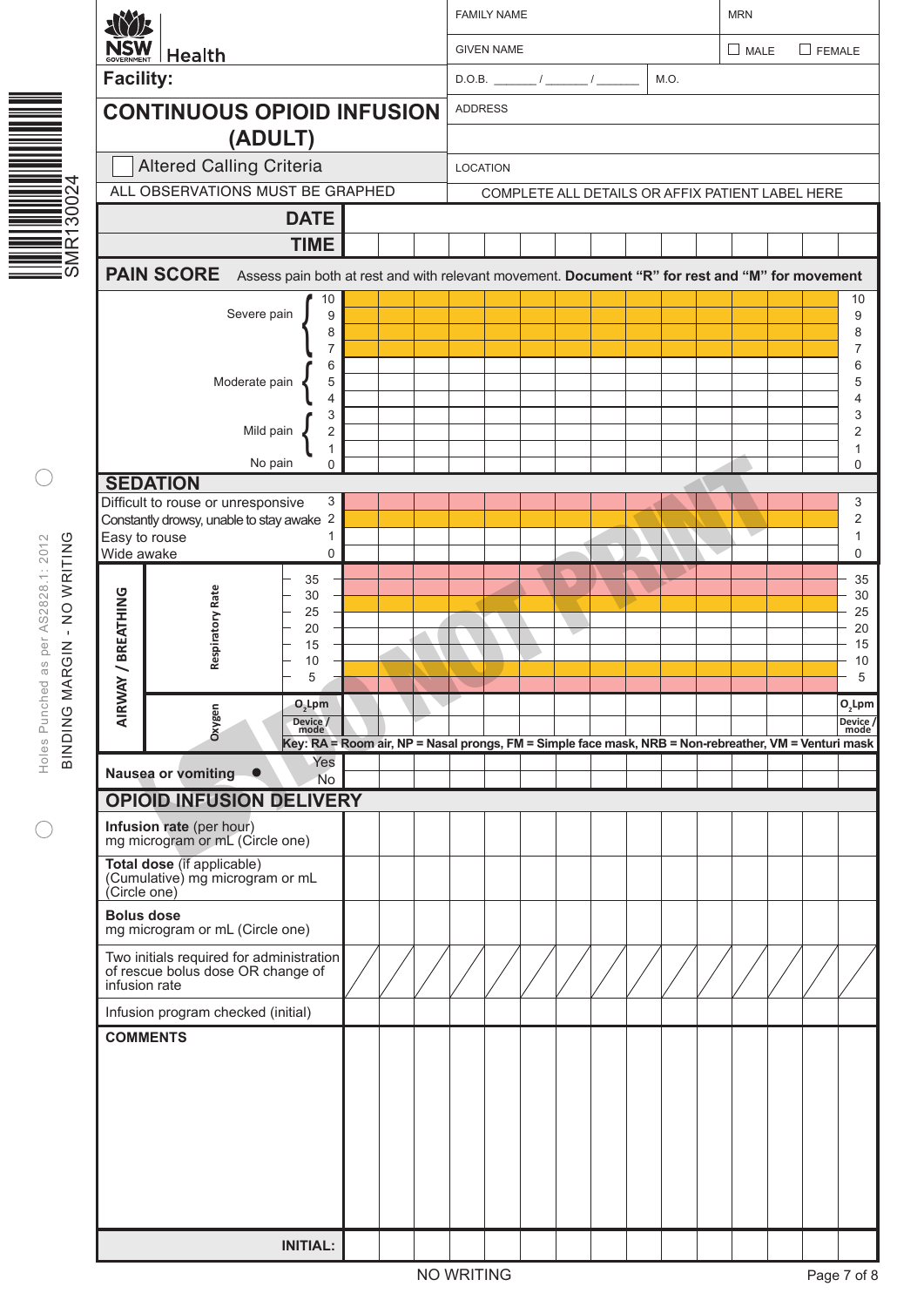NSW GOVERNMENT Health

**Facility:**

# CONTINUOUS OPIOID INFUSION (ADULT)

☐ Altered Calling Criteria

ALL OBSERVATIONS MUST BE GRAPHED

| | |
|---|---|
| FAMILY NAME | MRN |
| GIVEN NAME | ☐ MALE ☐ FEMALE |
| D.O.B. _______ / _______ / _______ | M.O. |
| ADDRESS | |
| | |
| LOCATION | |

COMPLETE ALL DETAILS OR AFFIX PATIENT LABEL HERE

SMR130024

Holes Punched as per AS2828.1: 2012

BINDING MARGIN - NO WRITING

USED NOT PRINT

| | | | | | | | | | | | | | | | |
|---|---|---|---|---|---|---|---|---|---|---|---|---|---|---|---|
| **DATE** | | | | | | | | | | | | | | | |
| **TIME** | | | | | | | | | | | | | | | |

## PAIN SCORE

Assess pain both at rest and with relevant movement. **Document "R" for rest and "M" for movement**

Severe pain: 10, 9, 8, 7
Moderate pain: 6, 5, 4
Mild pain: 3, 2, 1
No pain: 0

## SEDATION

Difficult to rouse or unresponsive 3
Constantly drowsy, unable to stay awake 2
Easy to rouse 1
Wide awake 0

## AIRWAY / BREATHING

Respiratory Rate: 35, 30, 25, 20, 15, 10, 5

Oxygen: $O_2$ Lpm; Device / mode

Key: RA = Room air, NP = Nasal prongs, FM = Simple face mask, NRB = Non-rebreather, VM = Venturi mask

**Nausea or vomiting** ● Yes / No

## OPIOID INFUSION DELIVERY

| | | | | | | | | | | | | | | | |
|---|---|---|---|---|---|---|---|---|---|---|---|---|---|---|---|
| **Infusion rate** (per hour) mg microgram or mL (Circle one) | | | | | | | | | | | | | | | |
| **Total dose** (if applicable) (Cumulative) mg microgram or mL (Circle one) | | | | | | | | | | | | | | | |
| **Bolus dose** mg microgram or mL (Circle one) | | | | | | | | | | | | | | | |
| Two initials required for administration of rescue bolus dose OR change of infusion rate | / | / | / | / | / | / | / | / | / | / | / | / | / | / | / |
| Infusion program checked (initial) | | | | | | | | | | | | | | | |
| **COMMENTS** | | | | | | | | | | | | | | | |
| **INITIAL:** | | | | | | | | | | | | | | | |

NO WRITING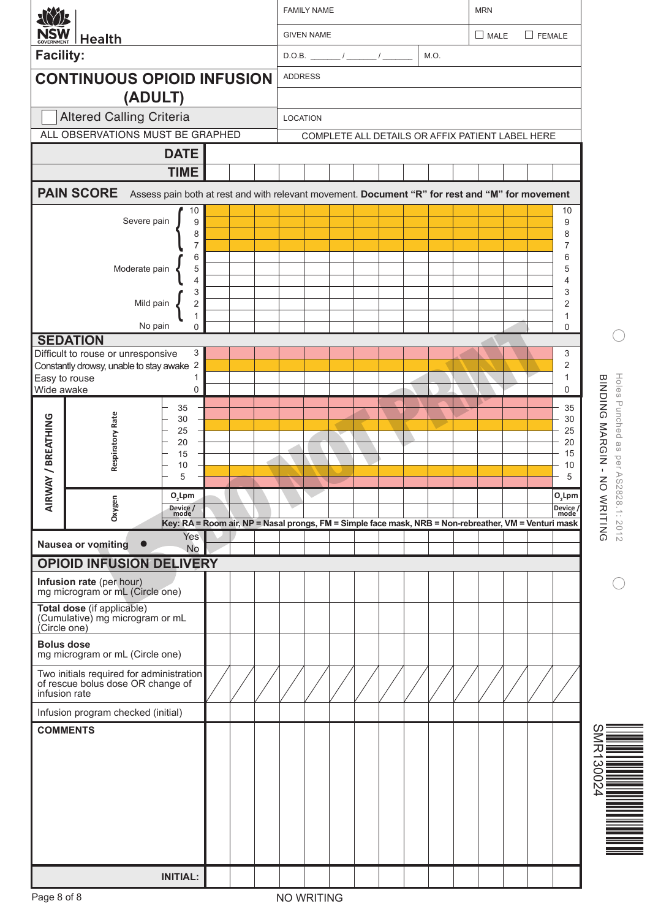NSW GOVERNMENT Health

**Facility:**

# CONTINUOUS OPIOID INFUSION (ADULT)

☐ Altered Calling Criteria

ALL OBSERVATIONS MUST BE GRAPHED

| | |
|---|---|
| FAMILY NAME | MRN |
| GIVEN NAME | ☐ MALE ☐ FEMALE |
| D.O.B. _______ / _______ / _______ | M.O. |
| ADDRESS | |
| LOCATION | |

COMPLETE ALL DETAILS OR AFFIX PATIENT LABEL HERE

| | | | | | | | | | | | | | | | | |
|---|---|---|---|---|---|---|---|---|---|---|---|---|---|---|---|---|
| **DATE** | | | | | | | | | | | | | | | | |
| **TIME** | | | | | | | | | | | | | | | | |

## PAIN SCORE

Assess pain both at rest and with relevant movement. **Document "R" for rest and "M" for movement**

| | | | | | | | | | | | | | | | | |
|---|---|---|---|---|---|---|---|---|---|---|---|---|---|---|---|---|
| Severe pain 10 | | | | | | | | | | | | | | | | 10 |
| 9 | | | | | | | | | | | | | | | | 9 |
| 8 | | | | | | | | | | | | | | | | 8 |
| 7 | | | | | | | | | | | | | | | | 7 |
| Moderate pain 6 | | | | | | | | | | | | | | | | 6 |
| 5 | | | | | | | | | | | | | | | | 5 |
| 4 | | | | | | | | | | | | | | | | 4 |
| Mild pain 3 | | | | | | | | | | | | | | | | 3 |
| 2 | | | | | | | | | | | | | | | | 2 |
| 1 | | | | | | | | | | | | | | | | 1 |
| No pain 0 | | | | | | | | | | | | | | | | 0 |

## SEDATION

| | | | | | | | | | | | | | | | | |
|---|---|---|---|---|---|---|---|---|---|---|---|---|---|---|---|---|
| Difficult to rouse or unresponsive 3 | | | | | | | | | | | | | | | | 3 |
| Constantly drowsy, unable to stay awake 2 | | | | | | | | | | | | | | | | 2 |
| Easy to rouse 1 | | | | | | | | | | | | | | | | 1 |
| Wide awake 0 | | | | | | | | | | | | | | | | 0 |

## AIRWAY / BREATHING

| | | | | | | | | | | | | | | | | |
|---|---|---|---|---|---|---|---|---|---|---|---|---|---|---|---|---|
| Respiratory Rate 35 | | | | | | | | | | | | | | | | 35 |
| 30 | | | | | | | | | | | | | | | | 30 |
| 25 | | | | | | | | | | | | | | | | 25 |
| 20 | | | | | | | | | | | | | | | | 20 |
| 15 | | | | | | | | | | | | | | | | 15 |
| 10 | | | | | | | | | | | | | | | | 10 |
| 5 | | | | | | | | | | | | | | | | 5 |
| Oxygen $O_2$ Lpm | | | | | | | | | | | | | | | | $O_2$ Lpm |
| Device / mode | | | | | | | | | | | | | | | | Device / mode |

Key: RA = Room air, NP = Nasal prongs, FM = Simple face mask, NRB = Non-rebreather, VM = Venturi mask

| | | | | | | | | | | | | | | | | |
|---|---|---|---|---|---|---|---|---|---|---|---|---|---|---|---|---|
| **Nausea or vomiting** ● Yes / No | | | | | | | | | | | | | | | | |

## OPIOID INFUSION DELIVERY

| | | | | | | | | | | | | | | | | |
|---|---|---|---|---|---|---|---|---|---|---|---|---|---|---|---|---|
| **Infusion rate** (per hour) mg microgram or mL (Circle one) | | | | | | | | | | | | | | | | |
| **Total dose** (if applicable) (Cumulative) mg microgram or mL (Circle one) | | | | | | | | | | | | | | | | |
| **Bolus dose** mg microgram or mL (Circle one) | | | | | | | | | | | | | | | | |
| Two initials required for administration of rescue bolus dose OR change of infusion rate | / | / | / | / | / | / | / | / | / | / | / | / | / | / | / | / |
| Infusion program checked (initial) | | | | | | | | | | | | | | | | |
| **COMMENTS** | | | | | | | | | | | | | | | | |
| **INITIAL:** | | | | | | | | | | | | | | | | |

DO NOT PRINT

BINDING MARGIN - NO WRITING

Holes Punched as per AS2828.1: 2012

SMR130024

NO WRITING